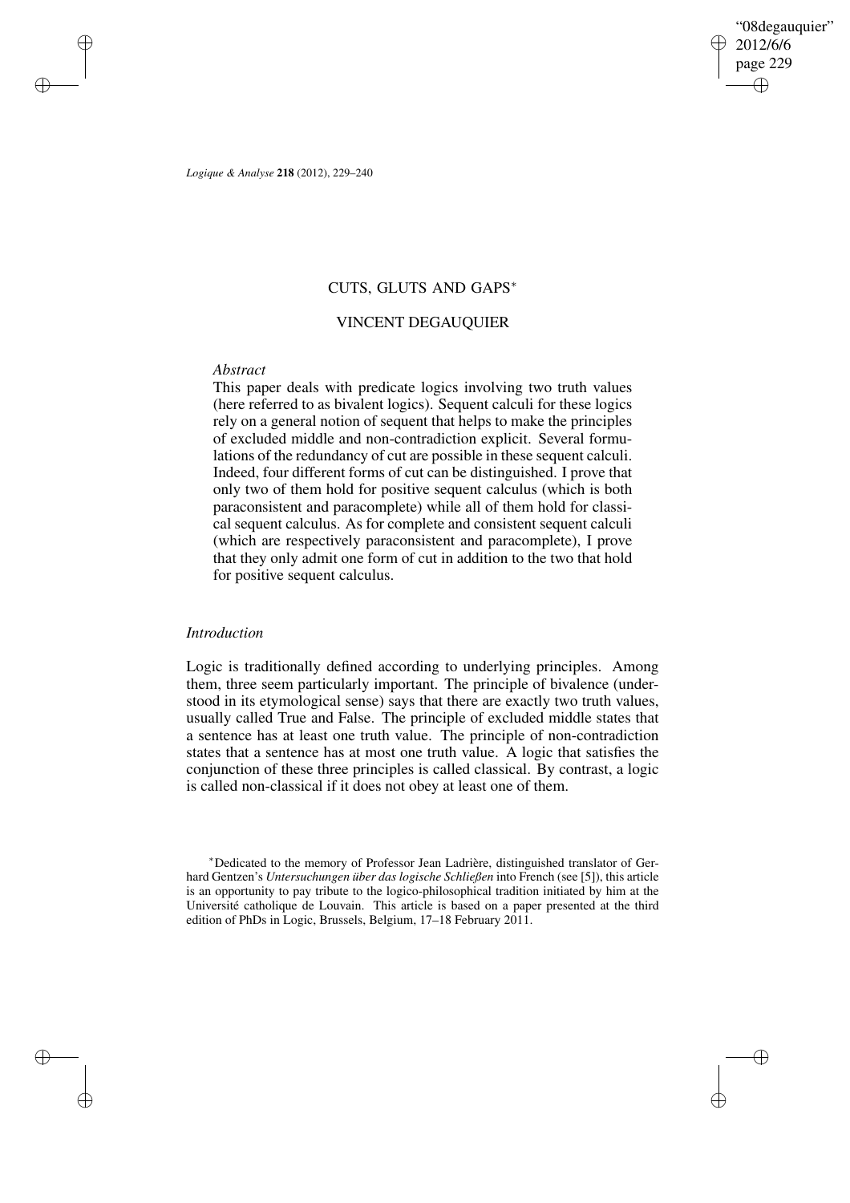# CUTS, GLUTS AND GAPS*

VINCENT DEGAUQUIER

*Abstract*

This paper deals with predicate logics involving two truth values (here referred to as bivalent logics). Sequent calculi for these logics rely on a general notion of sequent that helps to make the principles of excluded middle and non-contradiction explicit. Several formulations of the redundancy of cut are possible in these sequent calculi. Indeed, four different forms of cut can be distinguished. I prove that only two of them hold for positive sequent calculus (which is both paraconsistent and paracomplete) while all of them hold for classical sequent calculus. As for complete and consistent sequent calculi (which are respectively paraconsistent and paracomplete), I prove that they only admit one form of cut in addition to the two that hold for positive sequent calculus.

## *Introduction*

Logic is traditionally defined according to underlying principles. Among them, three seem particularly important. The principle of bivalence (understood in its etymological sense) says that there are exactly two truth values, usually called True and False. The principle of excluded middle states that a sentence has at least one truth value. The principle of non-contradiction states that a sentence has at most one truth value. A logic that satisfies the conjunction of these three principles is called classical. By contrast, a logic is called non-classical if it does not obey at least one of them.

*Dedicated to the memory of Professor Jean Ladrière, distinguished translator of Gerhard Gentzen's *Untersuchungen über das logische Schließen* into French (see [5]), this article is an opportunity to pay tribute to the logico-philosophical tradition initiated by him at the Université catholique de Louvain. This article is based on a paper presented at the third edition of PhDs in Logic, Brussels, Belgium, 17–18 February 2011.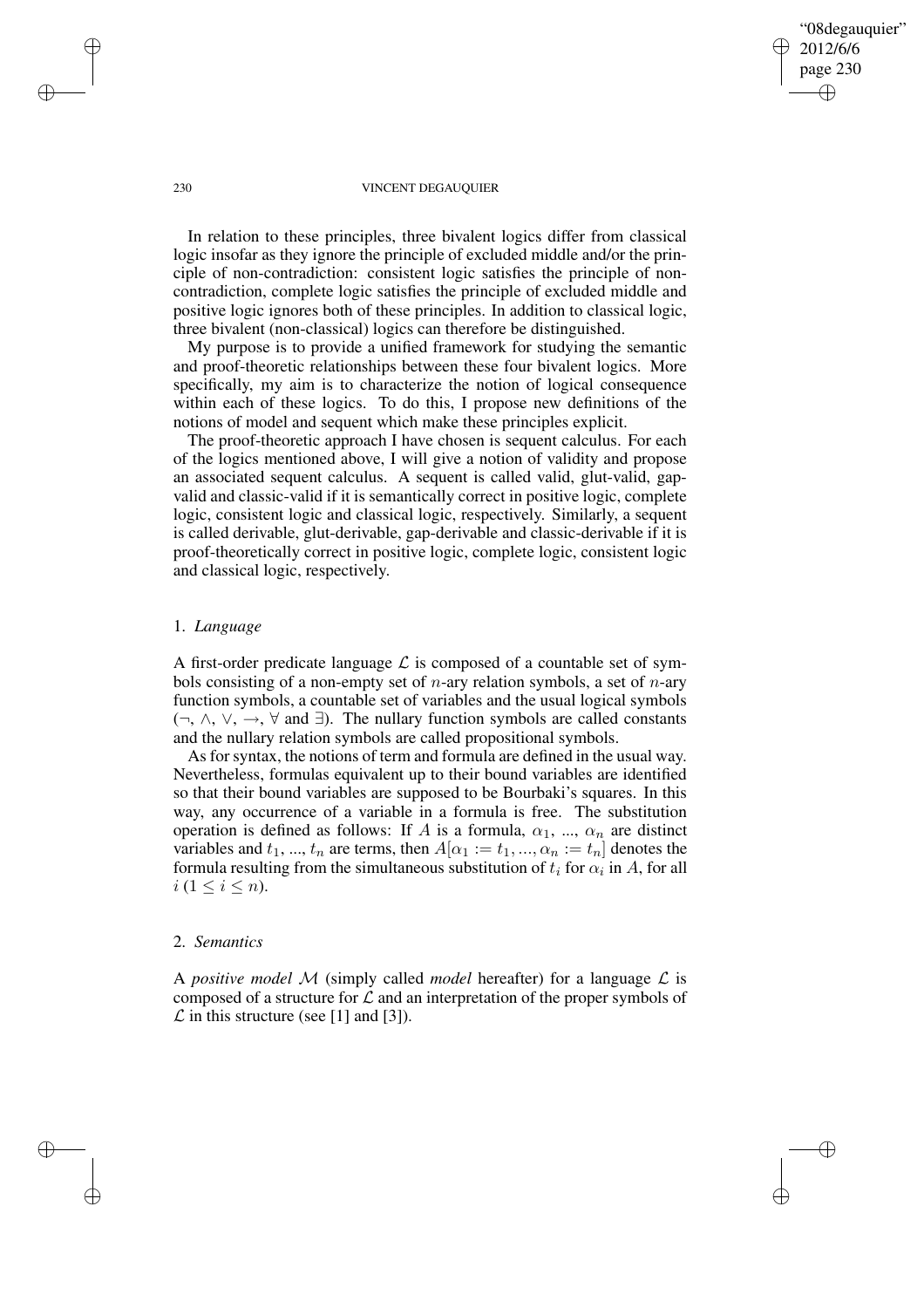In relation to these principles, three bivalent logics differ from classical logic insofar as they ignore the principle of excluded middle and/or the principle of non-contradiction: consistent logic satisfies the principle of non-contradiction, complete logic satisfies the principle of excluded middle and positive logic ignores both of these principles. In addition to classical logic, three bivalent (non-classical) logics can therefore be distinguished.

My purpose is to provide a unified framework for studying the semantic and proof-theoretic relationships between these four bivalent logics. More specifically, my aim is to characterize the notion of logical consequence within each of these logics. To do this, I propose new definitions of the notions of model and sequent which make these principles explicit.

The proof-theoretic approach I have chosen is sequent calculus. For each of the logics mentioned above, I will give a notion of validity and propose an associated sequent calculus. A sequent is called valid, glut-valid, gap-valid and classic-valid if it is semantically correct in positive logic, complete logic, consistent logic and classical logic, respectively. Similarly, a sequent is called derivable, glut-derivable, gap-derivable and classic-derivable if it is proof-theoretically correct in positive logic, complete logic, consistent logic and classical logic, respectively.

## 1. *Language*

A first-order predicate language $\mathcal{L}$ is composed of a countable set of symbols consisting of a non-empty set of $n$-ary relation symbols, a set of $n$-ary function symbols, a countable set of variables and the usual logical symbols ($\neg$, $\wedge$, $\vee$, $\rightarrow$, $\forall$ and $\exists$). The nullary function symbols are called constants and the nullary relation symbols are called propositional symbols.

As for syntax, the notions of term and formula are defined in the usual way. Nevertheless, formulas equivalent up to their bound variables are identified so that their bound variables are supposed to be Bourbaki's squares. In this way, any occurrence of a variable in a formula is free. The substitution operation is defined as follows: If $A$ is a formula, $\alpha_1$, ..., $\alpha_n$ are distinct variables and $t_1$, ..., $t_n$ are terms, then $A[\alpha_1 := t_1, ..., \alpha_n := t_n]$ denotes the formula resulting from the simultaneous substitution of $t_i$ for $\alpha_i$ in $A$, for all $i$ $(1 \leq i \leq n)$.

## 2. *Semantics*

A *positive model* $\mathcal{M}$ (simply called *model* hereafter) for a language $\mathcal{L}$ is composed of a structure for $\mathcal{L}$ and an interpretation of the proper symbols of $\mathcal{L}$ in this structure (see [1] and [3]).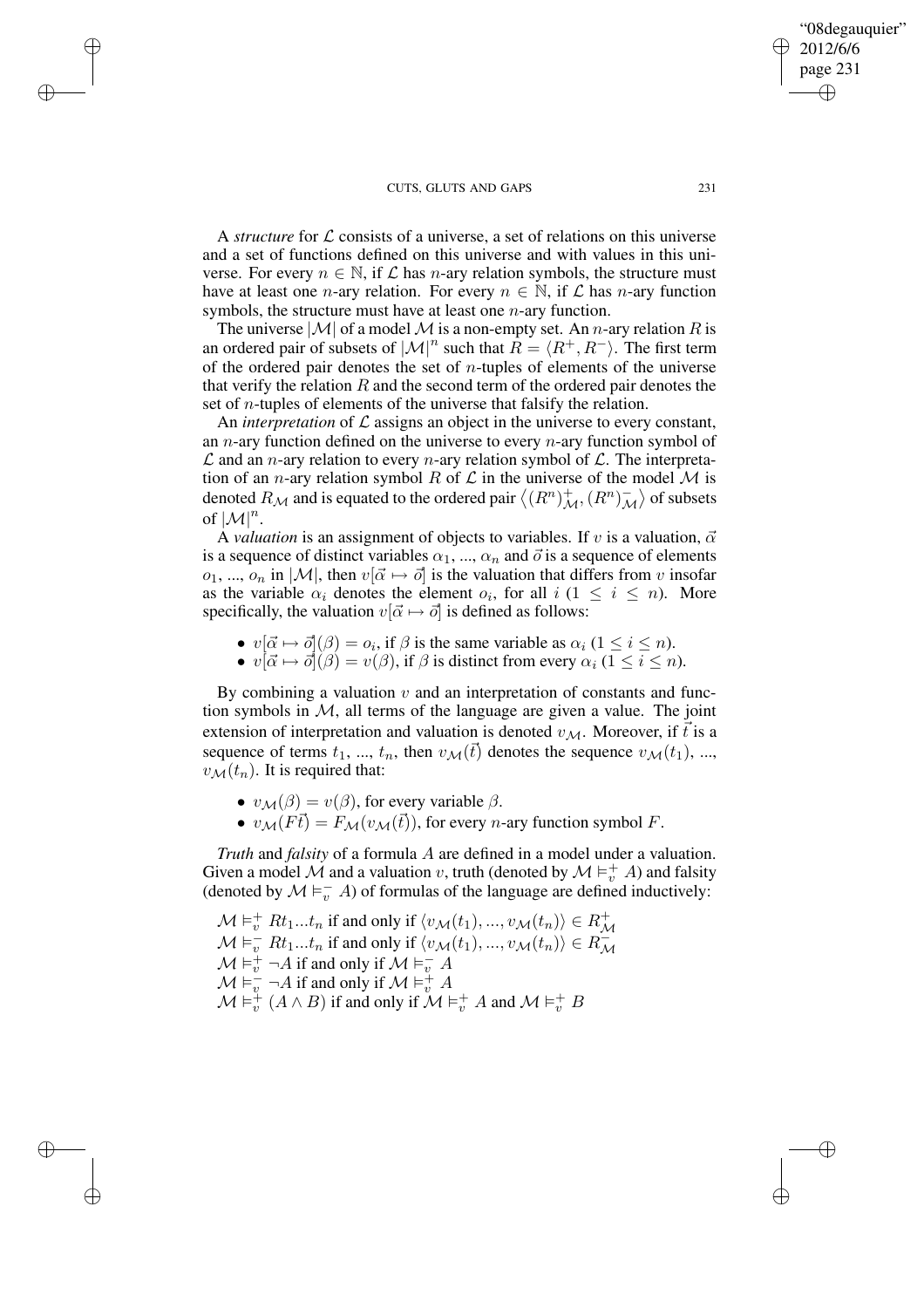A *structure* for $\mathcal{L}$ consists of a universe, a set of relations on this universe and a set of functions defined on this universe and with values in this universe. For every $n \in \mathbb{N}$, if $\mathcal{L}$ has $n$-ary relation symbols, the structure must have at least one $n$-ary relation. For every $n \in \mathbb{N}$, if $\mathcal{L}$ has $n$-ary function symbols, the structure must have at least one $n$-ary function.

The universe $|\mathcal{M}|$ of a model $\mathcal{M}$ is a non-empty set. An $n$-ary relation $R$ is an ordered pair of subsets of $|\mathcal{M}|^n$ such that $R = \langle R^+, R^- \rangle$. The first term of the ordered pair denotes the set of $n$-tuples of elements of the universe that verify the relation $R$ and the second term of the ordered pair denotes the set of $n$-tuples of elements of the universe that falsify the relation.

An *interpretation* of $\mathcal{L}$ assigns an object in the universe to every constant, an $n$-ary function defined on the universe to every $n$-ary function symbol of $\mathcal{L}$ and an $n$-ary relation to every $n$-ary relation symbol of $\mathcal{L}$. The interpretation of an $n$-ary relation symbol $R$ of $\mathcal{L}$ in the universe of the model $\mathcal{M}$ is denoted $R_\mathcal{M}$ and is equated to the ordered pair $\langle (R^n)^+_\mathcal{M}, (R^n)^-_\mathcal{M} \rangle$ of subsets of $|\mathcal{M}|^n$.

A *valuation* is an assignment of objects to variables. If $v$ is a valuation, $\vec{\alpha}$ is a sequence of distinct variables $\alpha_1, ..., \alpha_n$ and $\vec{o}$ is a sequence of elements $o_1, ..., o_n$ in $|\mathcal{M}|$, then $v[\vec{\alpha} \mapsto \vec{o}]$ is the valuation that differs from $v$ insofar as the variable $\alpha_i$ denotes the element $o_i$, for all $i$ ($1 \leq i \leq n$). More specifically, the valuation $v[\vec{\alpha} \mapsto \vec{o}]$ is defined as follows:

- $v[\vec{\alpha} \mapsto \vec{o}](\beta) = o_i$, if $\beta$ is the same variable as $\alpha_i$ ($1 \leq i \leq n$).
- $v[\vec{\alpha} \mapsto \vec{o}](\beta) = v(\beta)$, if $\beta$ is distinct from every $\alpha_i$ ($1 \leq i \leq n$).

By combining a valuation $v$ and an interpretation of constants and function symbols in $\mathcal{M}$, all terms of the language are given a value. The joint extension of interpretation and valuation is denoted $v_\mathcal{M}$. Moreover, if $\vec{t}$ is a sequence of terms $t_1, ..., t_n$, then $v_\mathcal{M}(\vec{t})$ denotes the sequence $v_\mathcal{M}(t_1), ..., v_\mathcal{M}(t_n)$. It is required that:

- $v_\mathcal{M}(\beta) = v(\beta)$, for every variable $\beta$.
- $v_\mathcal{M}(F\vec{t}) = F_\mathcal{M}(v_\mathcal{M}(\vec{t}))$, for every $n$-ary function symbol $F$.

*Truth* and *falsity* of a formula $A$ are defined in a model under a valuation. Given a model $\mathcal{M}$ and a valuation $v$, truth (denoted by $\mathcal{M} \vDash^+_v A$) and falsity (denoted by $\mathcal{M} \vDash^-_v A$) of formulas of the language are defined inductively:

$\mathcal{M} \vDash^+_v Rt_1...t_n$ if and only if $\langle v_\mathcal{M}(t_1), ..., v_\mathcal{M}(t_n) \rangle \in R^+_\mathcal{M}$
$\mathcal{M} \vDash^-_v Rt_1...t_n$ if and only if $\langle v_\mathcal{M}(t_1), ..., v_\mathcal{M}(t_n) \rangle \in R^-_\mathcal{M}$
$\mathcal{M} \vDash^+_v \neg A$ if and only if $\mathcal{M} \vDash^-_v A$
$\mathcal{M} \vDash^-_v \neg A$ if and only if $\mathcal{M} \vDash^+_v A$
$\mathcal{M} \vDash^+_v (A \wedge B)$ if and only if $\mathcal{M} \vDash^+_v A$ and $\mathcal{M} \vDash^+_v B$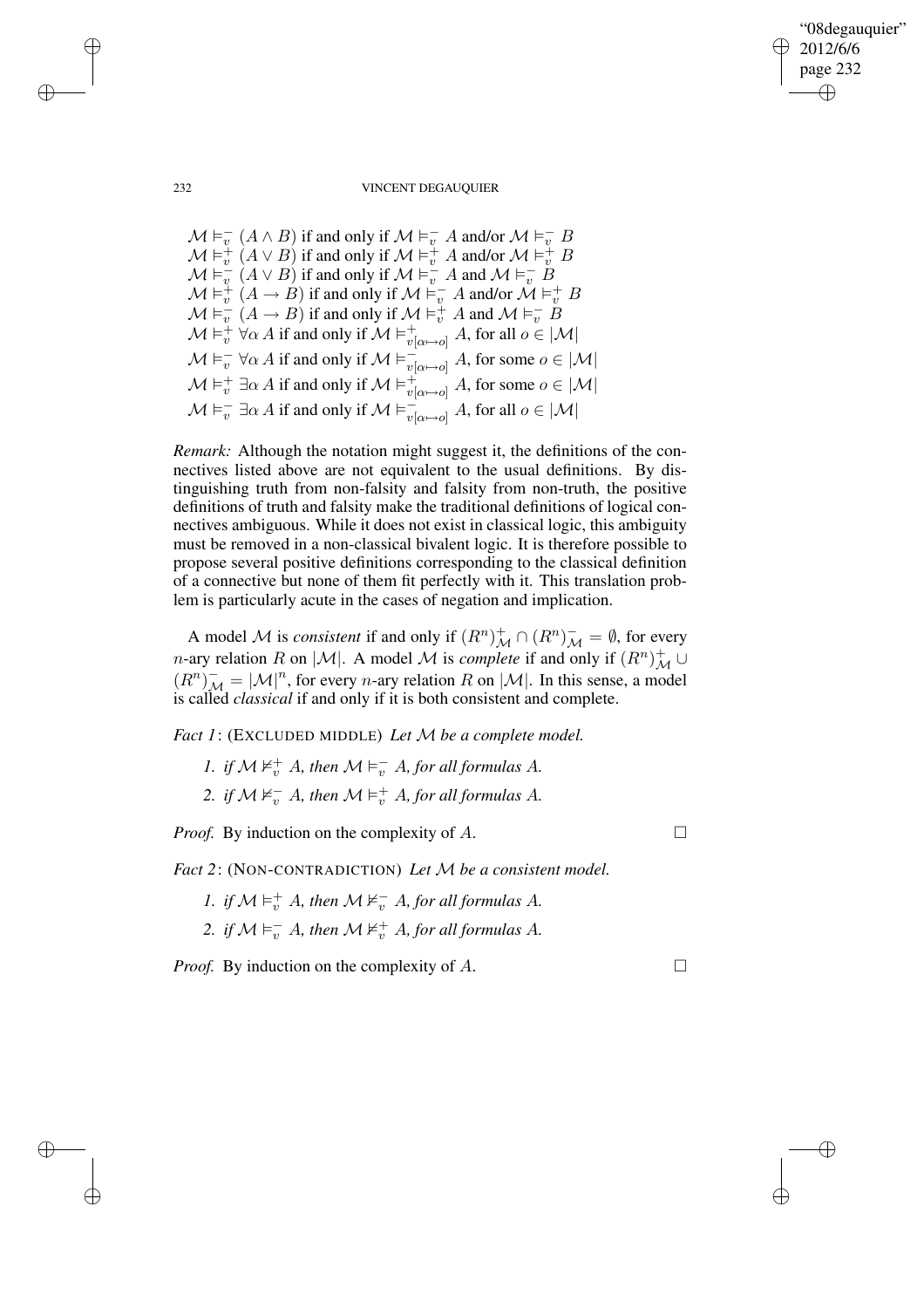$\mathcal{M} \vDash_v^- (A \wedge B)$ if and only if $\mathcal{M} \vDash_v^- A$ and/or $\mathcal{M} \vDash_v^- B$
$\mathcal{M} \vDash_v^+ (A \vee B)$ if and only if $\mathcal{M} \vDash_v^+ A$ and/or $\mathcal{M} \vDash_v^+ B$
$\mathcal{M} \vDash_v^- (A \vee B)$ if and only if $\mathcal{M} \vDash_v^- A$ and $\mathcal{M} \vDash_v^- B$
$\mathcal{M} \vDash_v^+ (A \rightarrow B)$ if and only if $\mathcal{M} \vDash_v^- A$ and/or $\mathcal{M} \vDash_v^+ B$
$\mathcal{M} \vDash_v^- (A \rightarrow B)$ if and only if $\mathcal{M} \vDash_v^+ A$ and $\mathcal{M} \vDash_v^- B$
$\mathcal{M} \vDash_v^+ \forall\alpha\, A$ if and only if $\mathcal{M} \vDash_{v[\alpha \mapsto o]}^+ A$, for all $o \in |\mathcal{M}|$
$\mathcal{M} \vDash_v^- \forall\alpha\, A$ if and only if $\mathcal{M} \vDash_{v[\alpha \mapsto o]}^- A$, for some $o \in |\mathcal{M}|$
$\mathcal{M} \vDash_v^+ \exists\alpha\, A$ if and only if $\mathcal{M} \vDash_{v[\alpha \mapsto o]}^+ A$, for some $o \in |\mathcal{M}|$
$\mathcal{M} \vDash_v^- \exists\alpha\, A$ if and only if $\mathcal{M} \vDash_{v[\alpha \mapsto o]}^- A$, for all $o \in |\mathcal{M}|$

*Remark:* Although the notation might suggest it, the definitions of the connectives listed above are not equivalent to the usual definitions. By distinguishing truth from non-falsity and falsity from non-truth, the positive definitions of truth and falsity make the traditional definitions of logical connectives ambiguous. While it does not exist in classical logic, this ambiguity must be removed in a non-classical bivalent logic. It is therefore possible to propose several positive definitions corresponding to the classical definition of a connective but none of them fit perfectly with it. This translation problem is particularly acute in the cases of negation and implication.

A model $\mathcal{M}$ is *consistent* if and only if $(R^n)^+_{\mathcal{M}} \cap (R^n)^-_{\mathcal{M}} = \emptyset$, for every $n$-ary relation $R$ on $|\mathcal{M}|$. A model $\mathcal{M}$ is *complete* if and only if $(R^n)^+_{\mathcal{M}} \cup (R^n)^-_{\mathcal{M}} = |\mathcal{M}|^n$, for every $n$-ary relation $R$ on $|\mathcal{M}|$. In this sense, a model is called *classical* if and only if it is both consistent and complete.

*Fact 1*: (EXCLUDED MIDDLE) *Let $\mathcal{M}$ be a complete model.*

1. *if $\mathcal{M} \nvDash_v^+ A$, then $\mathcal{M} \vDash_v^- A$, for all formulas $A$.*
2. *if $\mathcal{M} \nvDash_v^- A$, then $\mathcal{M} \vDash_v^+ A$, for all formulas $A$.*

*Proof.* By induction on the complexity of $A$. □

*Fact 2*: (NON-CONTRADICTION) *Let $\mathcal{M}$ be a consistent model.*

1. *if $\mathcal{M} \vDash_v^+ A$, then $\mathcal{M} \nvDash_v^- A$, for all formulas $A$.*
2. *if $\mathcal{M} \vDash_v^- A$, then $\mathcal{M} \nvDash_v^+ A$, for all formulas $A$.*

*Proof.* By induction on the complexity of $A$. □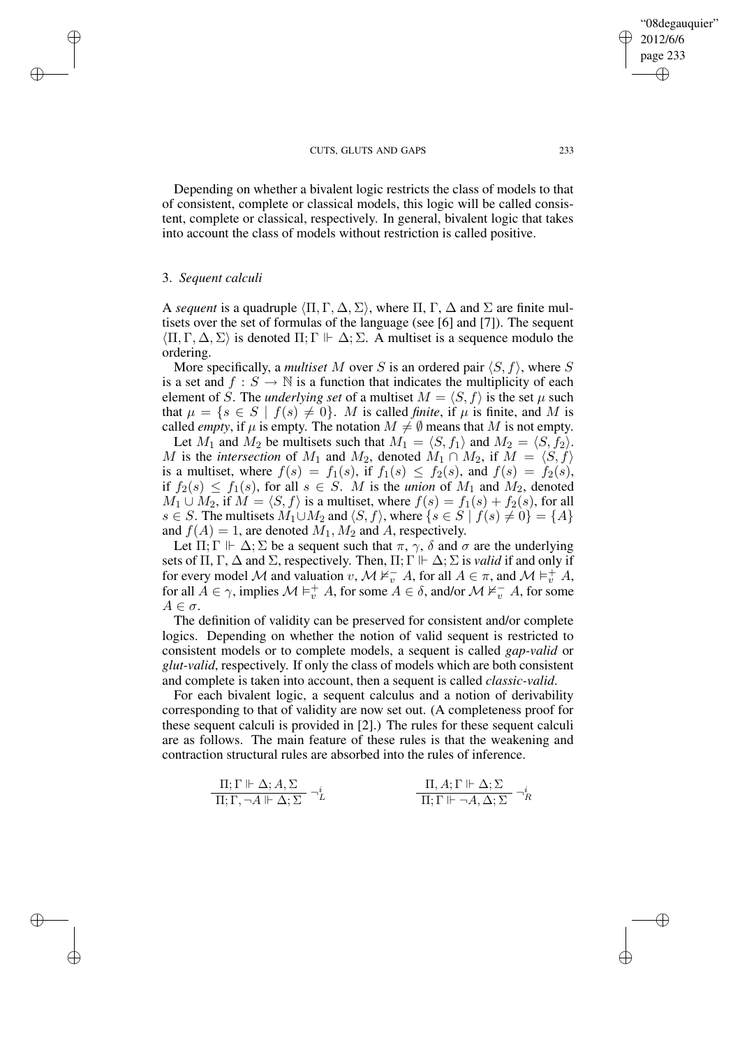Depending on whether a bivalent logic restricts the class of models to that of consistent, complete or classical models, this logic will be called consistent, complete or classical, respectively. In general, bivalent logic that takes into account the class of models without restriction is called positive.

## 3. *Sequent calculi*

A *sequent* is a quadruple $\langle \Pi, \Gamma, \Delta, \Sigma \rangle$, where $\Pi$, $\Gamma$, $\Delta$ and $\Sigma$ are finite multisets over the set of formulas of the language (see [6] and [7]). The sequent $\langle \Pi, \Gamma, \Delta, \Sigma \rangle$ is denoted $\Pi; \Gamma \Vdash \Delta; \Sigma$. A multiset is a sequence modulo the ordering.

More specifically, a *multiset* $M$ over $S$ is an ordered pair $\langle S, f \rangle$, where $S$ is a set and $f : S \to \mathbb{N}$ is a function that indicates the multiplicity of each element of $S$. The *underlying set* of a multiset $M = \langle S, f \rangle$ is the set $\mu$ such that $\mu = \{s \in S \mid f(s) \neq 0\}$. $M$ is called *finite*, if $\mu$ is finite, and $M$ is called *empty*, if $\mu$ is empty. The notation $M \neq \emptyset$ means that $M$ is not empty.

Let $M_1$ and $M_2$ be multisets such that $M_1 = \langle S, f_1 \rangle$ and $M_2 = \langle S, f_2 \rangle$. $M$ is the *intersection* of $M_1$ and $M_2$, denoted $M_1 \cap M_2$, if $M = \langle S, f \rangle$ is a multiset, where $f(s) = f_1(s)$, if $f_1(s) \leq f_2(s)$, and $f(s) = f_2(s)$, if $f_2(s) \leq f_1(s)$, for all $s \in S$. $M$ is the *union* of $M_1$ and $M_2$, denoted $M_1 \cup M_2$, if $M = \langle S, f \rangle$ is a multiset, where $f(s) = f_1(s) + f_2(s)$, for all $s \in S$. The multisets $M_1 \cup M_2$ and $\langle S, f \rangle$, where $\{s \in S \mid f(s) \neq 0\} = \{A\}$ and $f(A) = 1$, are denoted $M_1, M_2$ and $A$, respectively.

Let $\Pi; \Gamma \Vdash \Delta; \Sigma$ be a sequent such that $\pi$, $\gamma$, $\delta$ and $\sigma$ are the underlying sets of $\Pi$, $\Gamma$, $\Delta$ and $\Sigma$, respectively. Then, $\Pi; \Gamma \Vdash \Delta; \Sigma$ is *valid* if and only if for every model $\mathcal{M}$ and valuation $v$, $\mathcal{M} \nvDash_v^- A$, for all $A \in \pi$, and $\mathcal{M} \vDash_v^+ A$, for all $A \in \gamma$, implies $\mathcal{M} \vDash_v^+ A$, for some $A \in \delta$, and/or $\mathcal{M} \nvDash_v^- A$, for some $A \in \sigma$.

The definition of validity can be preserved for consistent and/or complete logics. Depending on whether the notion of valid sequent is restricted to consistent models or to complete models, a sequent is called *gap-valid* or *glut-valid*, respectively. If only the class of models which are both consistent and complete is taken into account, then a sequent is called *classic-valid*.

For each bivalent logic, a sequent calculus and a notion of derivability corresponding to that of validity are now set out. (A completeness proof for these sequent calculi is provided in [2].) The rules for these sequent calculi are as follows. The main feature of these rules is that the weakening and contraction structural rules are absorbed into the rules of inference.

$$\frac{\Pi; \Gamma \Vdash \Delta; A, \Sigma}{\Pi; \Gamma, \neg A \Vdash \Delta; \Sigma} \neg_L^i \qquad\qquad \frac{\Pi, A; \Gamma \Vdash \Delta; \Sigma}{\Pi; \Gamma \Vdash \neg A, \Delta; \Sigma} \neg_R^i$$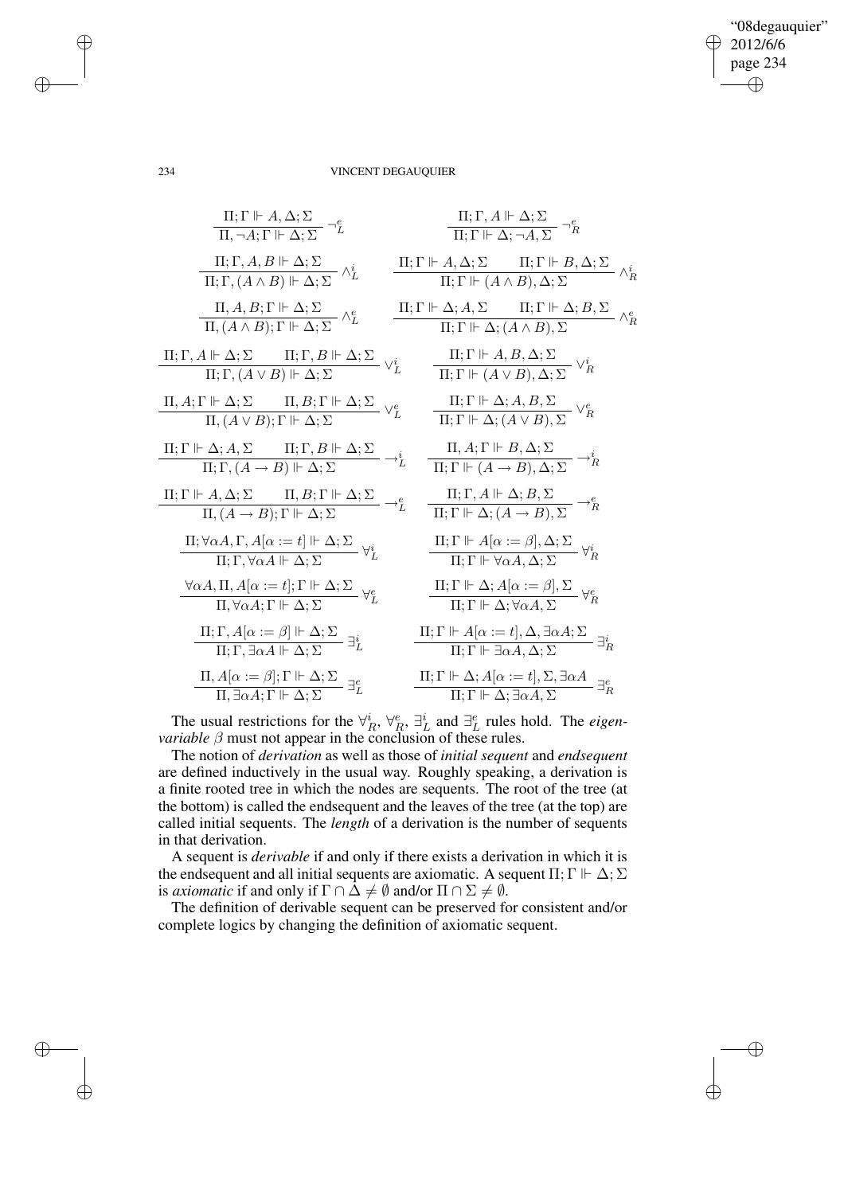$$\frac{\Pi; \Gamma \Vdash A, \Delta; \Sigma}{\Pi, \neg A; \Gamma \Vdash \Delta; \Sigma} \neg_L^e \qquad \frac{\Pi; \Gamma, A \Vdash \Delta; \Sigma}{\Pi; \Gamma \Vdash \Delta; \neg A, \Sigma} \neg_R^e$$

$$\frac{\Pi; \Gamma, A, B \Vdash \Delta; \Sigma}{\Pi; \Gamma, (A \wedge B) \Vdash \Delta; \Sigma} \wedge_L^i \qquad \frac{\Pi; \Gamma \Vdash A, \Delta; \Sigma \quad \Pi; \Gamma \Vdash B, \Delta; \Sigma}{\Pi; \Gamma \Vdash (A \wedge B), \Delta; \Sigma} \wedge_R^i$$

$$\frac{\Pi, A, B; \Gamma \Vdash \Delta; \Sigma}{\Pi, (A \wedge B); \Gamma \Vdash \Delta; \Sigma} \wedge_L^e \qquad \frac{\Pi; \Gamma \Vdash \Delta; A, \Sigma \quad \Pi; \Gamma \Vdash \Delta; B, \Sigma}{\Pi; \Gamma \Vdash \Delta; (A \wedge B), \Sigma} \wedge_R^e$$

$$\frac{\Pi; \Gamma, A \Vdash \Delta; \Sigma \quad \Pi; \Gamma, B \Vdash \Delta; \Sigma}{\Pi; \Gamma, (A \vee B) \Vdash \Delta; \Sigma} \vee_L^i \qquad \frac{\Pi; \Gamma \Vdash A, B, \Delta; \Sigma}{\Pi; \Gamma \Vdash (A \vee B), \Delta; \Sigma} \vee_R^i$$

$$\frac{\Pi, A; \Gamma \Vdash \Delta; \Sigma \quad \Pi, B; \Gamma \Vdash \Delta; \Sigma}{\Pi, (A \vee B); \Gamma \Vdash \Delta; \Sigma} \vee_L^e \qquad \frac{\Pi; \Gamma \Vdash \Delta; A, B, \Sigma}{\Pi; \Gamma \Vdash \Delta; (A \vee B), \Sigma} \vee_R^e$$

$$\frac{\Pi; \Gamma \Vdash \Delta; A, \Sigma \quad \Pi; \Gamma, B \Vdash \Delta; \Sigma}{\Pi; \Gamma, (A \to B) \Vdash \Delta; \Sigma} \to_L^i \qquad \frac{\Pi, A; \Gamma \Vdash B, \Delta; \Sigma}{\Pi; \Gamma \Vdash (A \to B), \Delta; \Sigma} \to_R^i$$

$$\frac{\Pi; \Gamma \Vdash A, \Delta; \Sigma \quad \Pi, B; \Gamma \Vdash \Delta; \Sigma}{\Pi, (A \to B); \Gamma \Vdash \Delta; \Sigma} \to_L^e \qquad \frac{\Pi; \Gamma, A \Vdash \Delta; B, \Sigma}{\Pi; \Gamma \Vdash \Delta; (A \to B), \Sigma} \to_R^e$$

$$\frac{\Pi; \forall \alpha A, \Gamma, A[\alpha := t] \Vdash \Delta; \Sigma}{\Pi; \Gamma, \forall \alpha A \Vdash \Delta; \Sigma} \forall_L^i \qquad \frac{\Pi; \Gamma \Vdash A[\alpha := \beta], \Delta; \Sigma}{\Pi; \Gamma \Vdash \forall \alpha A, \Delta; \Sigma} \forall_R^i$$

$$\frac{\forall \alpha A, \Pi, A[\alpha := t]; \Gamma \Vdash \Delta; \Sigma}{\Pi, \forall \alpha A; \Gamma \Vdash \Delta; \Sigma} \forall_L^e \qquad \frac{\Pi; \Gamma \Vdash \Delta; A[\alpha := \beta], \Sigma}{\Pi; \Gamma \Vdash \Delta; \forall \alpha A, \Sigma} \forall_R^e$$

$$\frac{\Pi; \Gamma, A[\alpha := \beta] \Vdash \Delta; \Sigma}{\Pi; \Gamma, \exists \alpha A \Vdash \Delta; \Sigma} \exists_L^i \qquad \frac{\Pi; \Gamma \Vdash A[\alpha := t], \Delta, \exists \alpha A; \Sigma}{\Pi; \Gamma \Vdash \exists \alpha A, \Delta; \Sigma} \exists_R^i$$

$$\frac{\Pi, A[\alpha := \beta]; \Gamma \Vdash \Delta; \Sigma}{\Pi, \exists \alpha A; \Gamma \Vdash \Delta; \Sigma} \exists_L^e \qquad \frac{\Pi; \Gamma \Vdash \Delta; A[\alpha := t], \Sigma, \exists \alpha A}{\Pi; \Gamma \Vdash \Delta; \exists \alpha A, \Sigma} \exists_R^e$$

The usual restrictions for the $\forall_R^i$, $\forall_R^e$, $\exists_L^i$ and $\exists_L^e$ rules hold. The *eigenvariable* $\beta$ must not appear in the conclusion of these rules.

The notion of *derivation* as well as those of *initial sequent* and *endsequent* are defined inductively in the usual way. Roughly speaking, a derivation is a finite rooted tree in which the nodes are sequents. The root of the tree (at the bottom) is called the endsequent and the leaves of the tree (at the top) are called initial sequents. The *length* of a derivation is the number of sequents in that derivation.

A sequent is *derivable* if and only if there exists a derivation in which it is the endsequent and all initial sequents are axiomatic. A sequent $\Pi; \Gamma \Vdash \Delta; \Sigma$ is *axiomatic* if and only if $\Gamma \cap \Delta \neq \emptyset$ and/or $\Pi \cap \Sigma \neq \emptyset$.

The definition of derivable sequent can be preserved for consistent and/or complete logics by changing the definition of axiomatic sequent.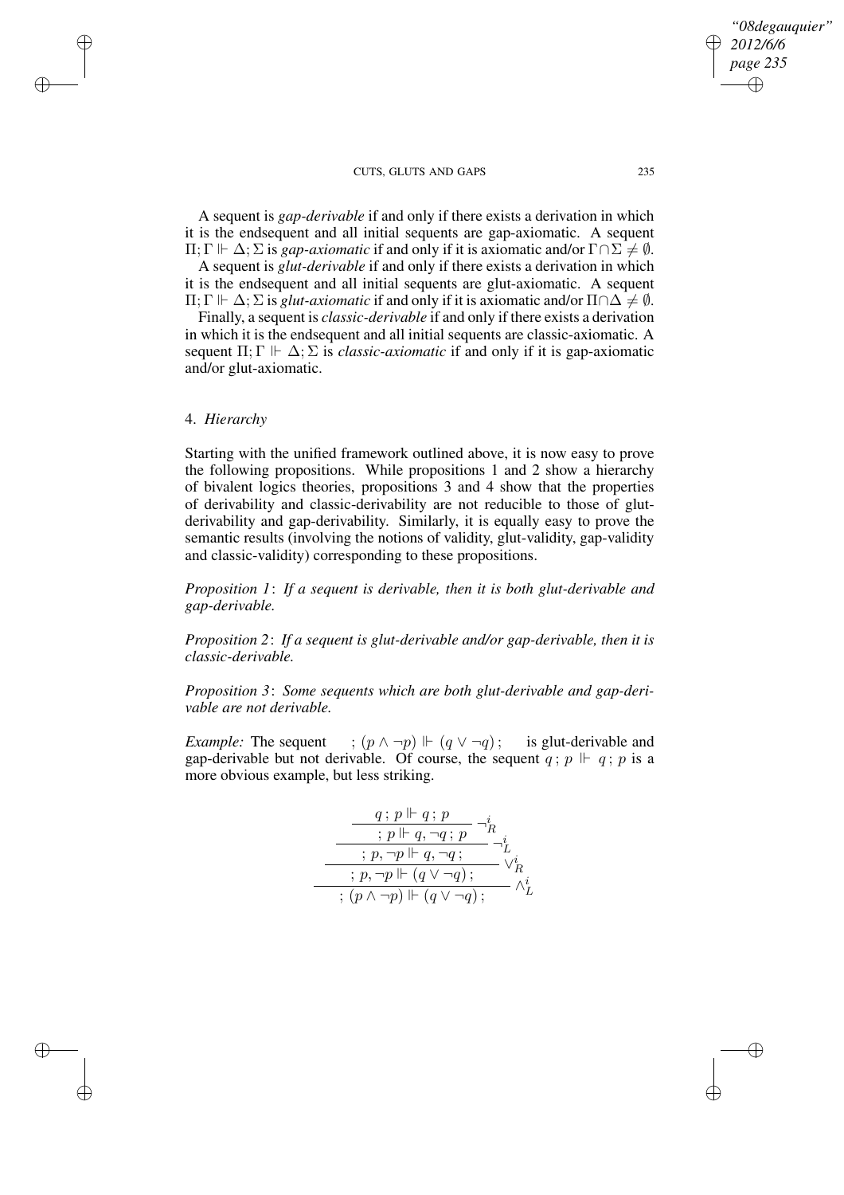A sequent is *gap-derivable* if and only if there exists a derivation in which it is the endsequent and all initial sequents are gap-axiomatic. A sequent $\Pi; \Gamma \Vdash \Delta; \Sigma$ is *gap-axiomatic* if and only if it is axiomatic and/or $\Gamma \cap \Sigma \neq \emptyset$.

A sequent is *glut-derivable* if and only if there exists a derivation in which it is the endsequent and all initial sequents are glut-axiomatic. A sequent $\Pi; \Gamma \Vdash \Delta; \Sigma$ is *glut-axiomatic* if and only if it is axiomatic and/or $\Pi \cap \Delta \neq \emptyset$.

Finally, a sequent is *classic-derivable* if and only if there exists a derivation in which it is the endsequent and all initial sequents are classic-axiomatic. A sequent $\Pi; \Gamma \Vdash \Delta; \Sigma$ is *classic-axiomatic* if and only if it is gap-axiomatic and/or glut-axiomatic.

## 4. *Hierarchy*

Starting with the unified framework outlined above, it is now easy to prove the following propositions. While propositions 1 and 2 show a hierarchy of bivalent logics theories, propositions 3 and 4 show that the properties of derivability and classic-derivability are not reducible to those of glut-derivability and gap-derivability. Similarly, it is equally easy to prove the semantic results (involving the notions of validity, glut-validity, gap-validity and classic-validity) corresponding to these propositions.

*Proposition 1*: *If a sequent is derivable, then it is both glut-derivable and gap-derivable.*

*Proposition 2*: *If a sequent is glut-derivable and/or gap-derivable, then it is classic-derivable.*

*Proposition 3*: *Some sequents which are both glut-derivable and gap-derivable are not derivable.*

*Example:* The sequent $\;;(p \wedge \neg p) \Vdash (q \vee \neg q)\,;\;$ is glut-derivable and gap-derivable but not derivable. Of course, the sequent $q\,;\,p \Vdash q\,;\,p$ is a more obvious example, but less striking.

$$\dfrac{\dfrac{\dfrac{\dfrac{q\,;\,p \Vdash q\,;\,p}{;\,p \Vdash q, \neg q\,;\,p}\,\neg^i_R}{;\,p, \neg p \Vdash q, \neg q\,;}\,\neg^i_L}{;\,p, \neg p \Vdash (q \vee \neg q)\,;}\,\vee^i_R}{;\,(p \wedge \neg p) \Vdash (q \vee \neg q)\,;}\,\wedge^i_L$$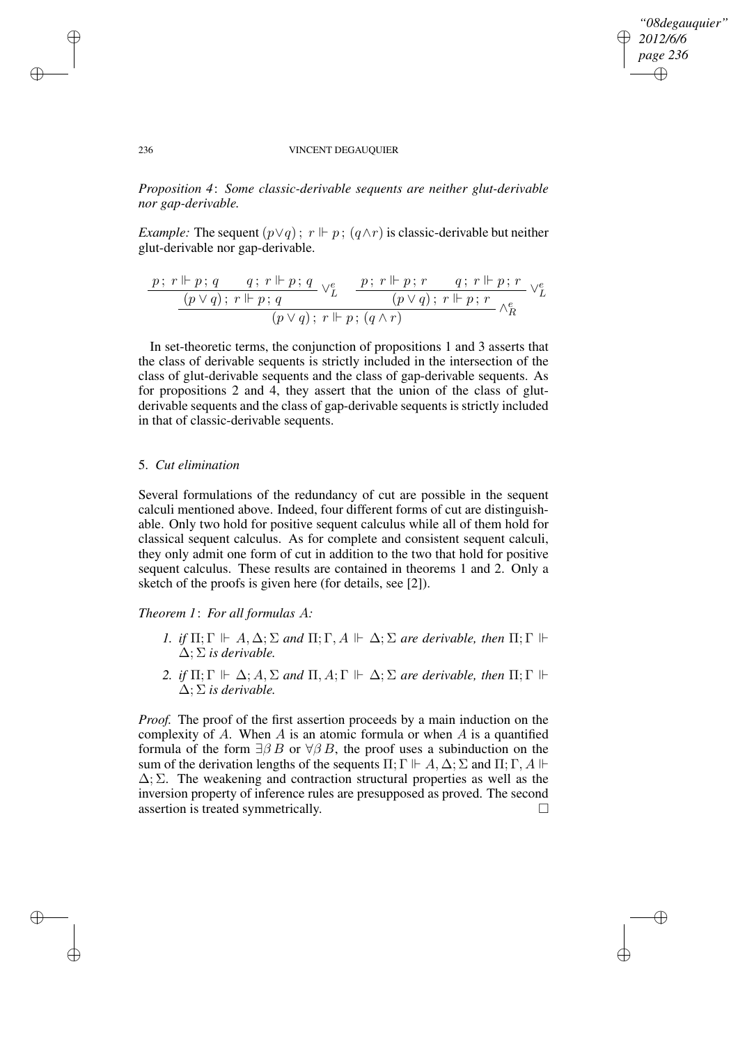*Proposition 4*: *Some classic-derivable sequents are neither glut-derivable nor gap-derivable.*

*Example:* The sequent $(p \vee q)\,;\ r \Vdash p\,;\ (q \wedge r)$ is classic-derivable but neither glut-derivable nor gap-derivable.

$$\dfrac{\dfrac{p\,;\ r \Vdash p\,;\ q \qquad q\,;\ r \Vdash p\,;\ q}{(p \vee q)\,;\ r \Vdash p\,;\ q}\ \vee^e_L \qquad \dfrac{p\,;\ r \Vdash p\,;\ r \qquad q\,;\ r \Vdash p\,;\ r}{(p \vee q)\,;\ r \Vdash p\,;\ r}\ \vee^e_L}{(p \vee q)\,;\ r \Vdash p\,;\ (q \wedge r)}\ \wedge^e_R$$

In set-theoretic terms, the conjunction of propositions 1 and 3 asserts that the class of derivable sequents is strictly included in the intersection of the class of glut-derivable sequents and the class of gap-derivable sequents. As for propositions 2 and 4, they assert that the union of the class of glut-derivable sequents and the class of gap-derivable sequents is strictly included in that of classic-derivable sequents.

## 5. *Cut elimination*

Several formulations of the redundancy of cut are possible in the sequent calculi mentioned above. Indeed, four different forms of cut are distinguishable. Only two hold for positive sequent calculus while all of them hold for classical sequent calculus. As for complete and consistent sequent calculi, they only admit one form of cut in addition to the two that hold for positive sequent calculus. These results are contained in theorems 1 and 2. Only a sketch of the proofs is given here (for details, see [2]).

*Theorem 1*: *For all formulas $A$:*

1. *if $\Pi; \Gamma \Vdash A, \Delta; \Sigma$ and $\Pi; \Gamma, A \Vdash \Delta; \Sigma$ are derivable, then $\Pi; \Gamma \Vdash \Delta; \Sigma$ is derivable.*
2. *if $\Pi; \Gamma \Vdash \Delta; A, \Sigma$ and $\Pi, A; \Gamma \Vdash \Delta; \Sigma$ are derivable, then $\Pi; \Gamma \Vdash \Delta; \Sigma$ is derivable.*

*Proof.* The proof of the first assertion proceeds by a main induction on the complexity of $A$. When $A$ is an atomic formula or when $A$ is a quantified formula of the form $\exists\beta\, B$ or $\forall\beta\, B$, the proof uses a subinduction on the sum of the derivation lengths of the sequents $\Pi; \Gamma \Vdash A, \Delta; \Sigma$ and $\Pi; \Gamma, A \Vdash \Delta; \Sigma$. The weakening and contraction structural properties as well as the inversion property of inference rules are presupposed as proved. The second assertion is treated symmetrically. □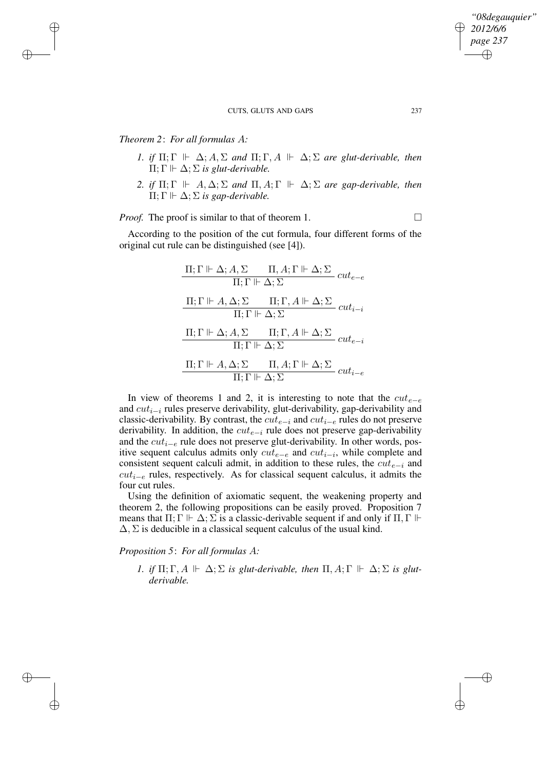*Theorem 2*: *For all formulas $A$:*

1. *if $\Pi; \Gamma \Vdash \Delta; A, \Sigma$ and $\Pi; \Gamma, A \Vdash \Delta; \Sigma$ are glut-derivable, then $\Pi; \Gamma \Vdash \Delta; \Sigma$ is glut-derivable.*
2. *if $\Pi; \Gamma \Vdash A, \Delta; \Sigma$ and $\Pi, A; \Gamma \Vdash \Delta; \Sigma$ are gap-derivable, then $\Pi; \Gamma \Vdash \Delta; \Sigma$ is gap-derivable.*

*Proof.* The proof is similar to that of theorem 1. □

According to the position of the cut formula, four different forms of the original cut rule can be distinguished (see [4]).

$$\frac{\Pi; \Gamma \Vdash \Delta; A, \Sigma \qquad \Pi, A; \Gamma \Vdash \Delta; \Sigma}{\Pi; \Gamma \Vdash \Delta; \Sigma}\ cut_{e-e}$$

$$\frac{\Pi; \Gamma \Vdash A, \Delta; \Sigma \qquad \Pi; \Gamma, A \Vdash \Delta; \Sigma}{\Pi; \Gamma \Vdash \Delta; \Sigma}\ cut_{i-i}$$

$$\frac{\Pi; \Gamma \Vdash \Delta; A, \Sigma \qquad \Pi; \Gamma, A \Vdash \Delta; \Sigma}{\Pi; \Gamma \Vdash \Delta; \Sigma}\ cut_{e-i}$$

$$\frac{\Pi; \Gamma \Vdash A, \Delta; \Sigma \qquad \Pi, A; \Gamma \Vdash \Delta; \Sigma}{\Pi; \Gamma \Vdash \Delta; \Sigma}\ cut_{i-e}$$

In view of theorems 1 and 2, it is interesting to note that the $cut_{e-e}$ and $cut_{i-i}$ rules preserve derivability, glut-derivability, gap-derivability and classic-derivability. By contrast, the $cut_{e-i}$ and $cut_{i-e}$ rules do not preserve derivability. In addition, the $cut_{e-i}$ rule does not preserve gap-derivability and the $cut_{i-e}$ rule does not preserve glut-derivability. In other words, positive sequent calculus admits only $cut_{e-e}$ and $cut_{i-i}$, while complete and consistent sequent calculi admit, in addition to these rules, the $cut_{e-i}$ and $cut_{i-e}$ rules, respectively. As for classical sequent calculus, it admits the four cut rules.

Using the definition of axiomatic sequent, the weakening property and theorem 2, the following propositions can be easily proved. Proposition 7 means that $\Pi; \Gamma \Vdash \Delta; \Sigma$ is a classic-derivable sequent if and only if $\Pi, \Gamma \Vdash \Delta, \Sigma$ is deducible in a classical sequent calculus of the usual kind.

*Proposition 5*: *For all formulas $A$:*

1. *if $\Pi; \Gamma, A \Vdash \Delta; \Sigma$ is glut-derivable, then $\Pi, A; \Gamma \Vdash \Delta; \Sigma$ is glut-derivable.*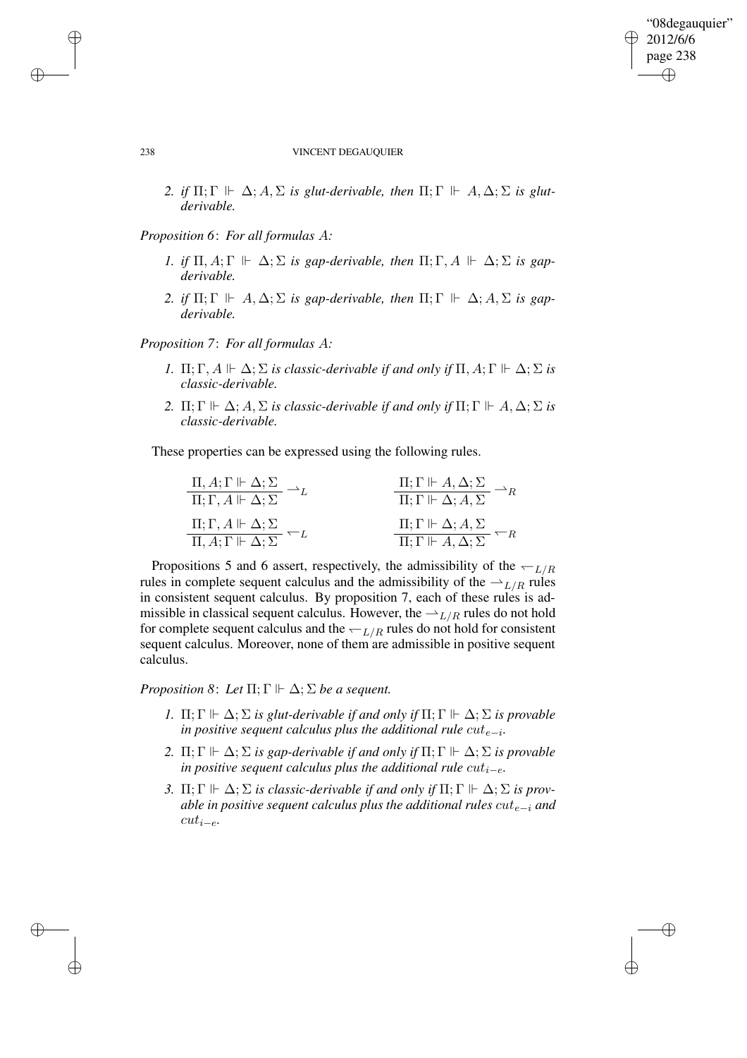2. *if* $\Pi; \Gamma \Vdash \Delta; A, \Sigma$ *is glut-derivable, then* $\Pi; \Gamma \Vdash A, \Delta; \Sigma$ *is glut-derivable.*

*Proposition 6*: *For all formulas* $A$*:*

1. *if* $\Pi, A; \Gamma \Vdash \Delta; \Sigma$ *is gap-derivable, then* $\Pi; \Gamma, A \Vdash \Delta; \Sigma$ *is gap-derivable.*
2. *if* $\Pi; \Gamma \Vdash A, \Delta; \Sigma$ *is gap-derivable, then* $\Pi; \Gamma \Vdash \Delta; A, \Sigma$ *is gap-derivable.*

*Proposition 7*: *For all formulas* $A$*:*

1. $\Pi; \Gamma, A \Vdash \Delta; \Sigma$ *is classic-derivable if and only if* $\Pi, A; \Gamma \Vdash \Delta; \Sigma$ *is classic-derivable.*
2. $\Pi; \Gamma \Vdash \Delta; A, \Sigma$ *is classic-derivable if and only if* $\Pi; \Gamma \Vdash A, \Delta; \Sigma$ *is classic-derivable.*

These properties can be expressed using the following rules.

$$\frac{\Pi, A; \Gamma \Vdash \Delta; \Sigma}{\Pi; \Gamma, A \Vdash \Delta; \Sigma} \rightharpoonup_L \qquad\qquad \frac{\Pi; \Gamma \Vdash A, \Delta; \Sigma}{\Pi; \Gamma \Vdash \Delta; A, \Sigma} \rightharpoonup_R$$

$$\frac{\Pi; \Gamma, A \Vdash \Delta; \Sigma}{\Pi, A; \Gamma \Vdash \Delta; \Sigma} \leftharpoondown_L \qquad\qquad \frac{\Pi; \Gamma \Vdash \Delta; A, \Sigma}{\Pi; \Gamma \Vdash A, \Delta; \Sigma} \leftharpoondown_R$$

Propositions 5 and 6 assert, respectively, the admissibility of the $\leftharpoondown_{L/R}$ rules in complete sequent calculus and the admissibility of the $\rightharpoonup_{L/R}$ rules in consistent sequent calculus. By proposition 7, each of these rules is admissible in classical sequent calculus. However, the $\rightharpoonup_{L/R}$ rules do not hold for complete sequent calculus and the $\leftharpoondown_{L/R}$ rules do not hold for consistent sequent calculus. Moreover, none of them are admissible in positive sequent calculus.

*Proposition 8*: *Let* $\Pi; \Gamma \Vdash \Delta; \Sigma$ *be a sequent.*

1. $\Pi; \Gamma \Vdash \Delta; \Sigma$ *is glut-derivable if and only if* $\Pi; \Gamma \Vdash \Delta; \Sigma$ *is provable in positive sequent calculus plus the additional rule* $cut_{e-i}$.
2. $\Pi; \Gamma \Vdash \Delta; \Sigma$ *is gap-derivable if and only if* $\Pi; \Gamma \Vdash \Delta; \Sigma$ *is provable in positive sequent calculus plus the additional rule* $cut_{i-e}$.
3. $\Pi; \Gamma \Vdash \Delta; \Sigma$ *is classic-derivable if and only if* $\Pi; \Gamma \Vdash \Delta; \Sigma$ *is provable in positive sequent calculus plus the additional rules* $cut_{e-i}$ *and* $cut_{i-e}$.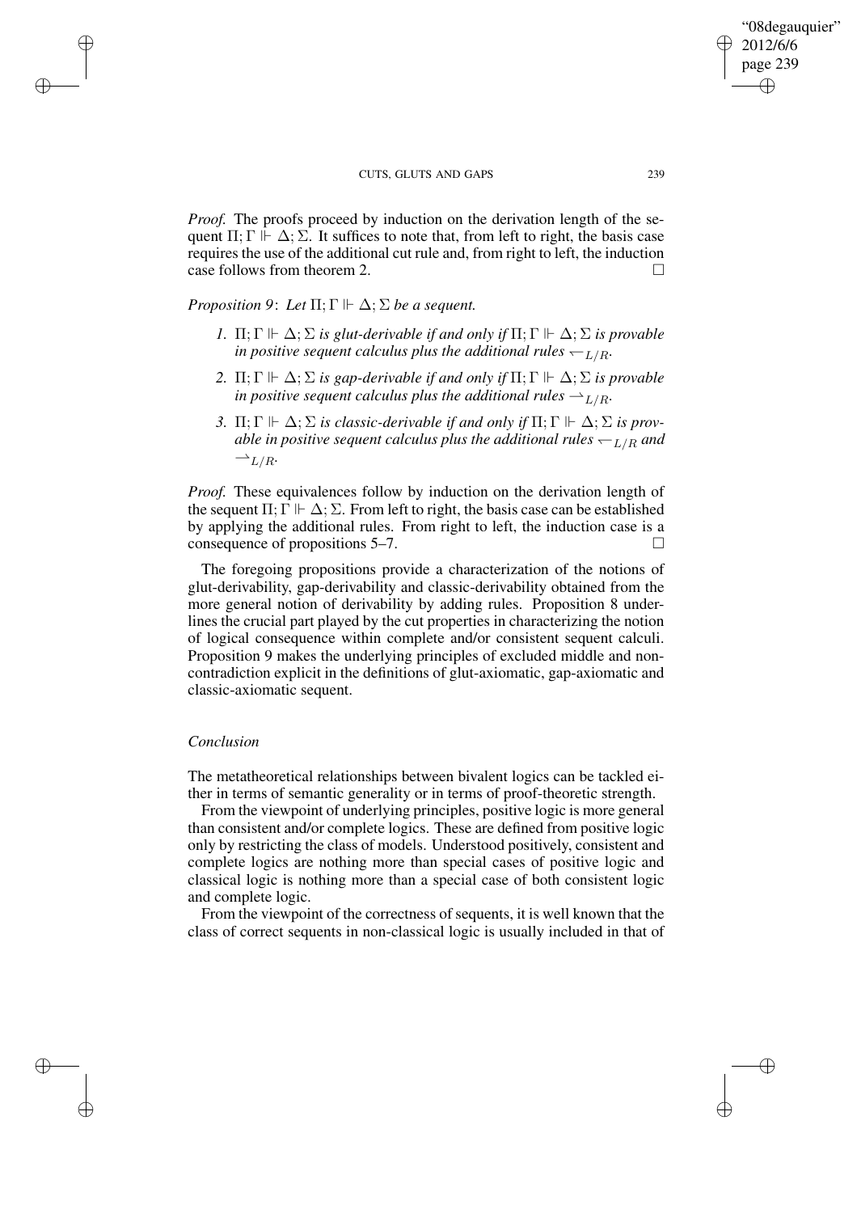*Proof.* The proofs proceed by induction on the derivation length of the sequent $\Pi; \Gamma \Vdash \Delta; \Sigma$. It suffices to note that, from left to right, the basis case requires the use of the additional cut rule and, from right to left, the induction case follows from theorem 2. □

*Proposition 9*: *Let $\Pi; \Gamma \Vdash \Delta; \Sigma$ be a sequent.*

1. *$\Pi; \Gamma \Vdash \Delta; \Sigma$ is glut-derivable if and only if $\Pi; \Gamma \Vdash \Delta; \Sigma$ is provable in positive sequent calculus plus the additional rules $\leftharpoondown_{L/R}$.*
2. *$\Pi; \Gamma \Vdash \Delta; \Sigma$ is gap-derivable if and only if $\Pi; \Gamma \Vdash \Delta; \Sigma$ is provable in positive sequent calculus plus the additional rules $\rightharpoonup_{L/R}$.*
3. *$\Pi; \Gamma \Vdash \Delta; \Sigma$ is classic-derivable if and only if $\Pi; \Gamma \Vdash \Delta; \Sigma$ is provable in positive sequent calculus plus the additional rules $\leftharpoondown_{L/R}$ and $\rightharpoonup_{L/R}$.*

*Proof.* These equivalences follow by induction on the derivation length of the sequent $\Pi; \Gamma \Vdash \Delta; \Sigma$. From left to right, the basis case can be established by applying the additional rules. From right to left, the induction case is a consequence of propositions 5–7. □

The foregoing propositions provide a characterization of the notions of glut-derivability, gap-derivability and classic-derivability obtained from the more general notion of derivability by adding rules. Proposition 8 underlines the crucial part played by the cut properties in characterizing the notion of logical consequence within complete and/or consistent sequent calculi. Proposition 9 makes the underlying principles of excluded middle and non-contradiction explicit in the definitions of glut-axiomatic, gap-axiomatic and classic-axiomatic sequent.

## *Conclusion*

The metatheoretical relationships between bivalent logics can be tackled either in terms of semantic generality or in terms of proof-theoretic strength.

From the viewpoint of underlying principles, positive logic is more general than consistent and/or complete logics. These are defined from positive logic only by restricting the class of models. Understood positively, consistent and complete logics are nothing more than special cases of positive logic and classical logic is nothing more than a special case of both consistent logic and complete logic.

From the viewpoint of the correctness of sequents, it is well known that the class of correct sequents in non-classical logic is usually included in that of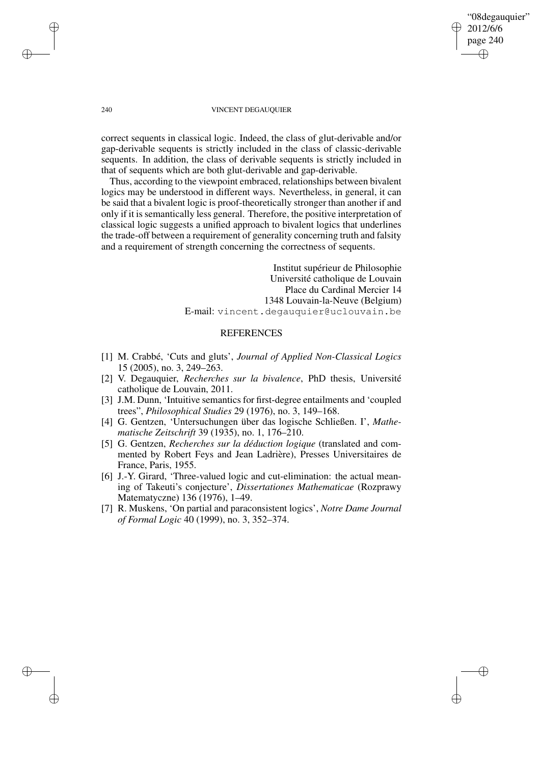correct sequents in classical logic. Indeed, the class of glut-derivable and/or gap-derivable sequents is strictly included in the class of classic-derivable sequents. In addition, the class of derivable sequents is strictly included in that of sequents which are both glut-derivable and gap-derivable.

Thus, according to the viewpoint embraced, relationships between bivalent logics may be understood in different ways. Nevertheless, in general, it can be said that a bivalent logic is proof-theoretically stronger than another if and only if it is semantically less general. Therefore, the positive interpretation of classical logic suggests a unified approach to bivalent logics that underlines the trade-off between a requirement of generality concerning truth and falsity and a requirement of strength concerning the correctness of sequents.

Institut supérieur de Philosophie
Université catholique de Louvain
Place du Cardinal Mercier 14
1348 Louvain-la-Neuve (Belgium)
E-mail: vincent.degauquier@uclouvain.be

## REFERENCES

[1] M. Crabbé, 'Cuts and gluts', *Journal of Applied Non-Classical Logics* 15 (2005), no. 3, 249–263.

[2] V. Degauquier, *Recherches sur la bivalence*, PhD thesis, Université catholique de Louvain, 2011.

[3] J.M. Dunn, 'Intuitive semantics for first-degree entailments and 'coupled trees'', *Philosophical Studies* 29 (1976), no. 3, 149–168.

[4] G. Gentzen, 'Untersuchungen über das logische Schließen. I', *Mathematische Zeitschrift* 39 (1935), no. 1, 176–210.

[5] G. Gentzen, *Recherches sur la déduction logique* (translated and commented by Robert Feys and Jean Ladrière), Presses Universitaires de France, Paris, 1955.

[6] J.-Y. Girard, 'Three-valued logic and cut-elimination: the actual meaning of Takeuti's conjecture', *Dissertationes Mathematicae* (Rozprawy Matematyczne) 136 (1976), 1–49.

[7] R. Muskens, 'On partial and paraconsistent logics', *Notre Dame Journal of Formal Logic* 40 (1999), no. 3, 352–374.